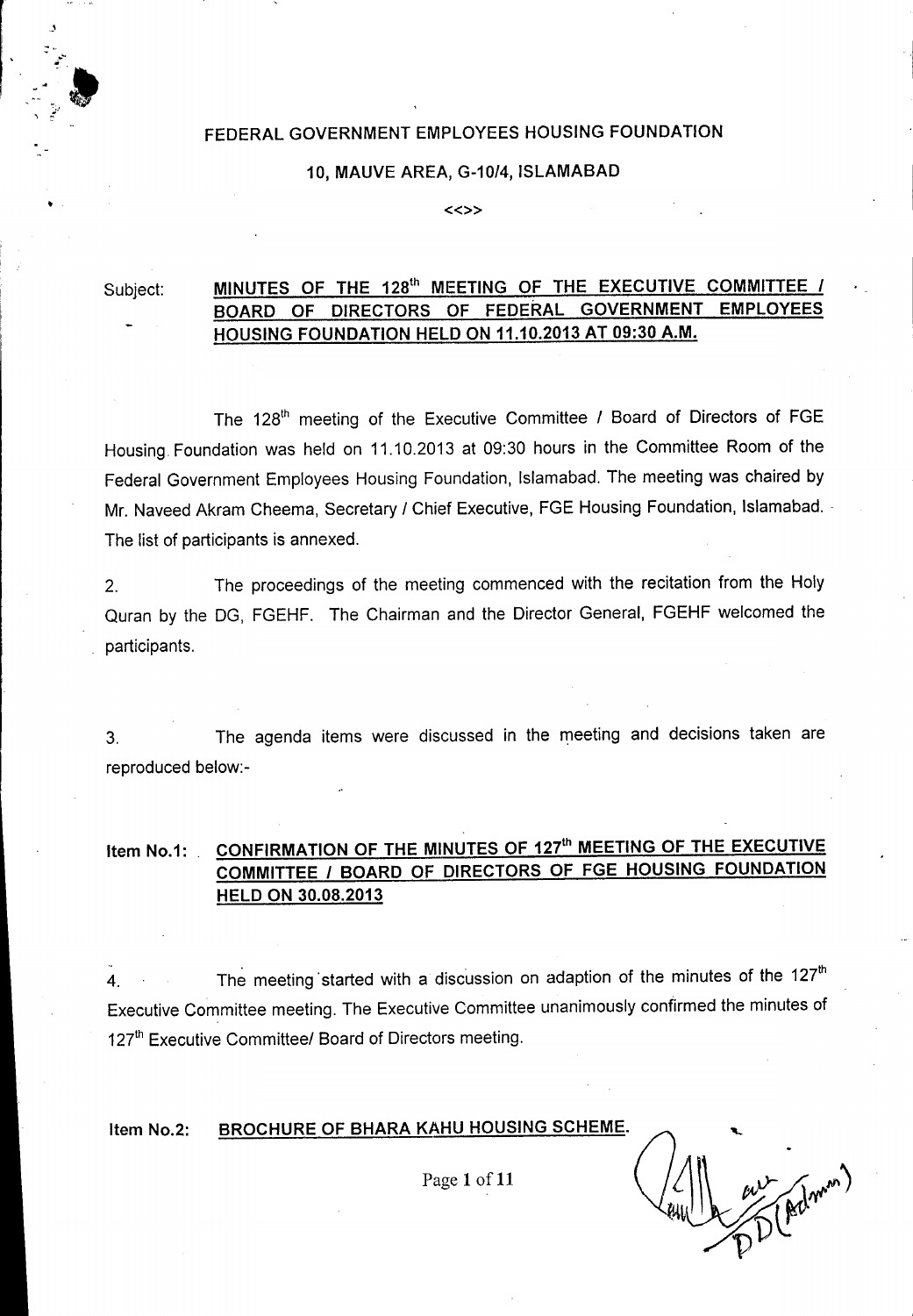FEDERAL GOVERNMENT EMPLOYEES HOUSING FOUNDATION

10, MAUVE AREA, G-10/4, ISLAMABAD

<<>>

Subject: **MINUTES OF THE 128th MEETING OF THE EXECUTIVE COMMITTEE / BOARD OF DIRECTORS OF FEDERAL GOVERNMENT EMPLOYEES HOUSING FOUNDATION HELD ON 11.10.2013 AT 09:30 A.M.**

The 128th meeting of the Executive Committee / Board of Directors of FGE Housing Foundation was held on 11.10.2013 at 09:30 hours in the Committee Room of the Federal Government Employees Housing Foundation, Islamabad. The meeting was chaired by Mr. Naveed Akram Cheema, Secretary / Chief Executive, FGE Housing Foundation, Islamabad. The list of participants is annexed.

2. The proceedings of the meeting commenced with the recitation from the Holy Quran by the DG, FGEHF. The Chairman and the Director General, FGEHF welcomed the participants.

3. The agenda items were discussed in the meeting and decisions taken are reproduced below:-

**Item No.1: CONFIRMATION OF THE MINUTES OF 127th MEETING OF THE EXECUTIVE COMMITTEE / BOARD OF DIRECTORS OF FGE HOUSING FOUNDATION HELD ON 30.08.2013**

4. The meeting started with a discussion on adaption of the minutes of the 127th Executive Committee meeting. The Executive Committee unanimously confirmed the minutes of 127th Executive Committee/ Board of Directors meeting.

**Item No.2: BROCHURE OF BHARA KAHU HOUSING SCHEME.**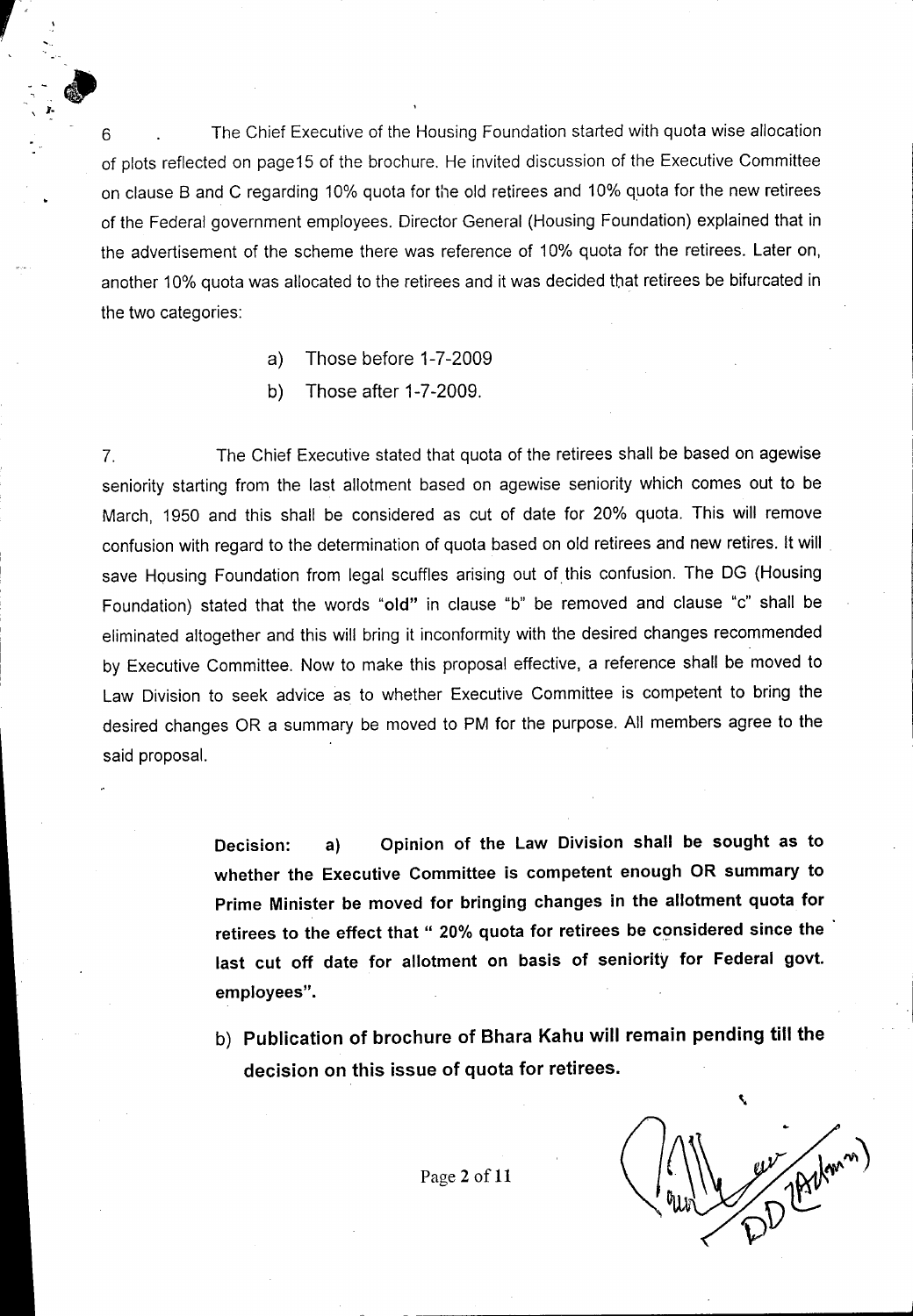6 . The Chief Executive of the Housing Foundation started with quota wise allocation of plots reflected on page15 of the brochure. He invited discussion of the Executive Committee on clause B and C regarding 10% quota for the old retirees and 10% quota for the new retirees of the Federal government employees. Director General (Housing Foundation) explained that in the advertisement of the scheme there was reference of 10% quota for the retirees. Later on, another 10% quota was allocated to the retirees and it was decided that retirees be bifurcated in the two categories:

a) Those before 1-7-2009
b) Those after 1-7-2009.

7. The Chief Executive stated that quota of the retirees shall be based on agewise seniority starting from the last allotment based on agewise seniority which comes out to be March, 1950 and this shall be considered as cut of date for 20% quota. This will remove confusion with regard to the determination of quota based on old retirees and new retires. It will save Housing Foundation from legal scuffles arising out of this confusion. The DG (Housing Foundation) stated that the words "**old**" in clause "b" be removed and clause "c" shall be eliminated altogether and this will bring it inconformity with the desired changes recommended by Executive Committee. Now to make this proposal effective, a reference shall be moved to Law Division to seek advice as to whether Executive Committee is competent to bring the desired changes OR a summary be moved to PM for the purpose. All members agree to the said proposal.

**Decision: a) Opinion of the Law Division shall be sought as to whether the Executive Committee is competent enough OR summary to Prime Minister be moved for bringing changes in the allotment quota for retirees to the effect that " 20% quota for retirees be considered since the last cut off date for allotment on basis of seniority for Federal govt. employees".**

**b) Publication of brochure of Bhara Kahu will remain pending till the decision on this issue of quota for retirees.**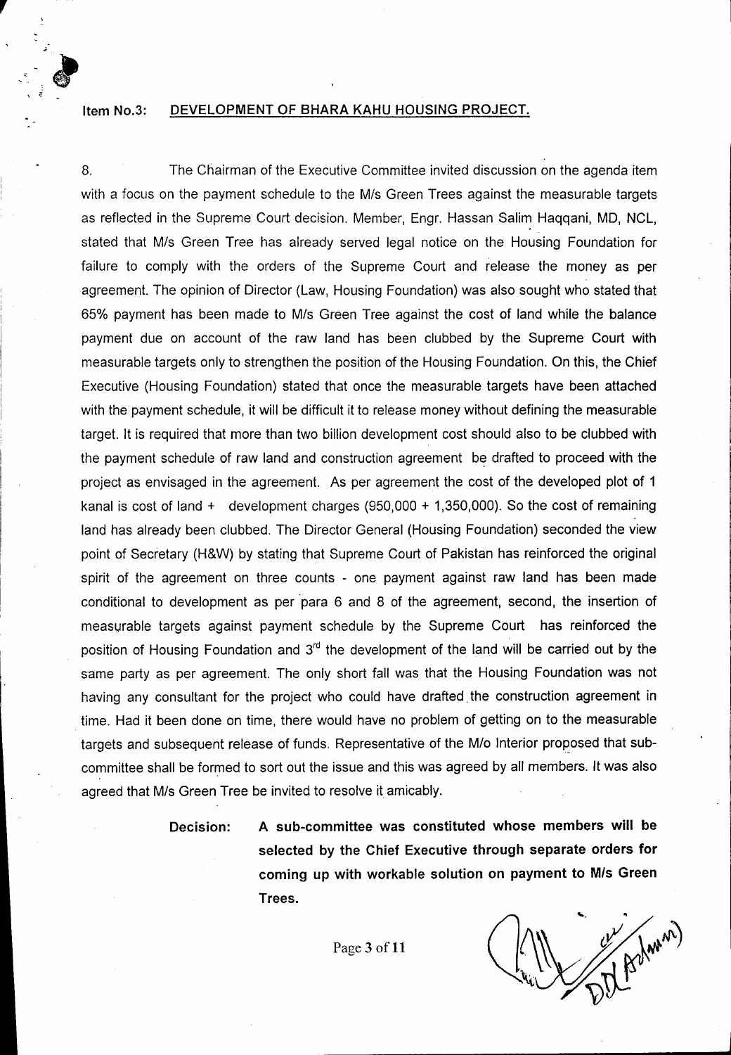**Item No.3: DEVELOPMENT OF BHARA KAHU HOUSING PROJECT.**

8. The Chairman of the Executive Committee invited discussion on the agenda item with a focus on the payment schedule to the M/s Green Trees against the measurable targets as reflected in the Supreme Court decision. Member, Engr. Hassan Salim Haqqani, MD, NCL, stated that M/s Green Tree has already served legal notice on the Housing Foundation for failure to comply with the orders of the Supreme Court and release the money as per agreement. The opinion of Director (Law, Housing Foundation) was also sought who stated that 65% payment has been made to M/s Green Tree against the cost of land while the balance payment due on account of the raw land has been clubbed by the Supreme Court with measurable targets only to strengthen the position of the Housing Foundation. On this, the Chief Executive (Housing Foundation) stated that once the measurable targets have been attached with the payment schedule, it will be difficult it to release money without defining the measurable target. It is required that more than two billion development cost should also to be clubbed with the payment schedule of raw land and construction agreement be drafted to proceed with the project as envisaged in the agreement. As per agreement the cost of the developed plot of 1 kanal is cost of land + development charges (950,000 + 1,350,000). So the cost of remaining land has already been clubbed. The Director General (Housing Foundation) seconded the view point of Secretary (H&W) by stating that Supreme Court of Pakistan has reinforced the original spirit of the agreement on three counts - one payment against raw land has been made conditional to development as per para 6 and 8 of the agreement, second, the insertion of measurable targets against payment schedule by the Supreme Court has reinforced the position of Housing Foundation and 3rd the development of the land will be carried out by the same party as per agreement. The only short fall was that the Housing Foundation was not having any consultant for the project who could have drafted the construction agreement in time. Had it been done on time, there would have no problem of getting on to the measurable targets and subsequent release of funds. Representative of the M/o Interior proposed that sub-committee shall be formed to sort out the issue and this was agreed by all members. It was also agreed that M/s Green Tree be invited to resolve it amicably.

**Decision:** **A sub-committee was constituted whose members will be selected by the Chief Executive through separate orders for coming up with workable solution on payment to M/s Green Trees.**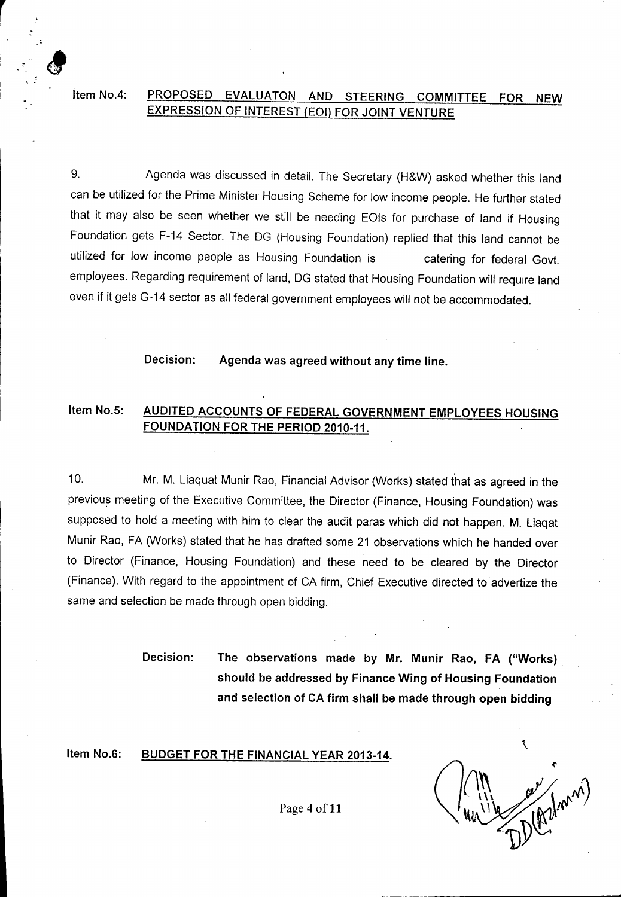**Item No.4: PROPOSED EVALUATON AND STEERING COMMITTEE FOR NEW EXPRESSION OF INTEREST (EOI) FOR JOINT VENTURE**

9. Agenda was discussed in detail. The Secretary (H&W) asked whether this land can be utilized for the Prime Minister Housing Scheme for low income people. He further stated that it may also be seen whether we still be needing EOIs for purchase of land if Housing Foundation gets F-14 Sector. The DG (Housing Foundation) replied that this land cannot be utilized for low income people as Housing Foundation is catering for federal Govt. employees. Regarding requirement of land, DG stated that Housing Foundation will require land even if it gets G-14 sector as all federal government employees will not be accommodated.

**Decision: Agenda was agreed without any time line.**

**Item No.5: AUDITED ACCOUNTS OF FEDERAL GOVERNMENT EMPLOYEES HOUSING FOUNDATION FOR THE PERIOD 2010-11.**

10. Mr. M. Liaquat Munir Rao, Financial Advisor (Works) stated that as agreed in the previous meeting of the Executive Committee, the Director (Finance, Housing Foundation) was supposed to hold a meeting with him to clear the audit paras which did not happen. M. Liaqat Munir Rao, FA (Works) stated that he has drafted some 21 observations which he handed over to Director (Finance, Housing Foundation) and these need to be cleared by the Director (Finance). With regard to the appointment of CA firm, Chief Executive directed to advertize the same and selection be made through open bidding.

**Decision: The observations made by Mr. Munir Rao, FA ("Works) should be addressed by Finance Wing of Housing Foundation and selection of CA firm shall be made through open bidding**

**Item No.6: BUDGET FOR THE FINANCIAL YEAR 2013-14.**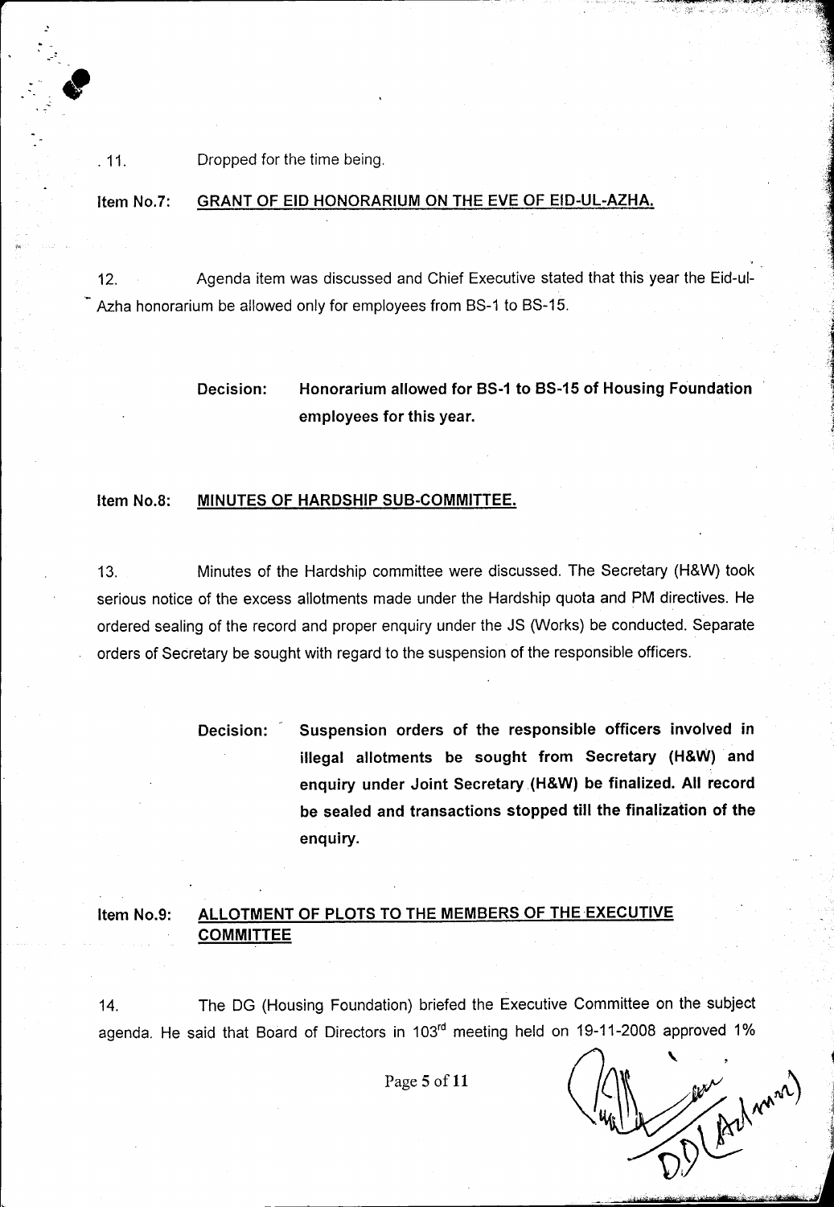. 11. Dropped for the time being.

**Item No.7: <u>GRANT OF EID HONORARIUM ON THE EVE OF EID-UL-AZHA.</u>**

12. Agenda item was discussed and Chief Executive stated that this year the Eid-ul-Azha honorarium be allowed only for employees from BS-1 to BS-15.

> **Decision: Honorarium allowed for BS-1 to BS-15 of Housing Foundation employees for this year.**

**Item No.8: <u>MINUTES OF HARDSHIP SUB-COMMITTEE.</u>**

13. Minutes of the Hardship committee were discussed. The Secretary (H&W) took serious notice of the excess allotments made under the Hardship quota and PM directives. He ordered sealing of the record and proper enquiry under the JS (Works) be conducted. Separate orders of Secretary be sought with regard to the suspension of the responsible officers.

> **Decision: Suspension orders of the responsible officers involved in illegal allotments be sought from Secretary (H&W) and enquiry under Joint Secretary (H&W) be finalized. All record be sealed and transactions stopped till the finalization of the enquiry.**

**Item No.9: <u>ALLOTMENT OF PLOTS TO THE MEMBERS OF THE EXECUTIVE COMMITTEE</u>**

14. The DG (Housing Foundation) briefed the Executive Committee on the subject agenda. He said that Board of Directors in 103rd meeting held on 19-11-2008 approved 1%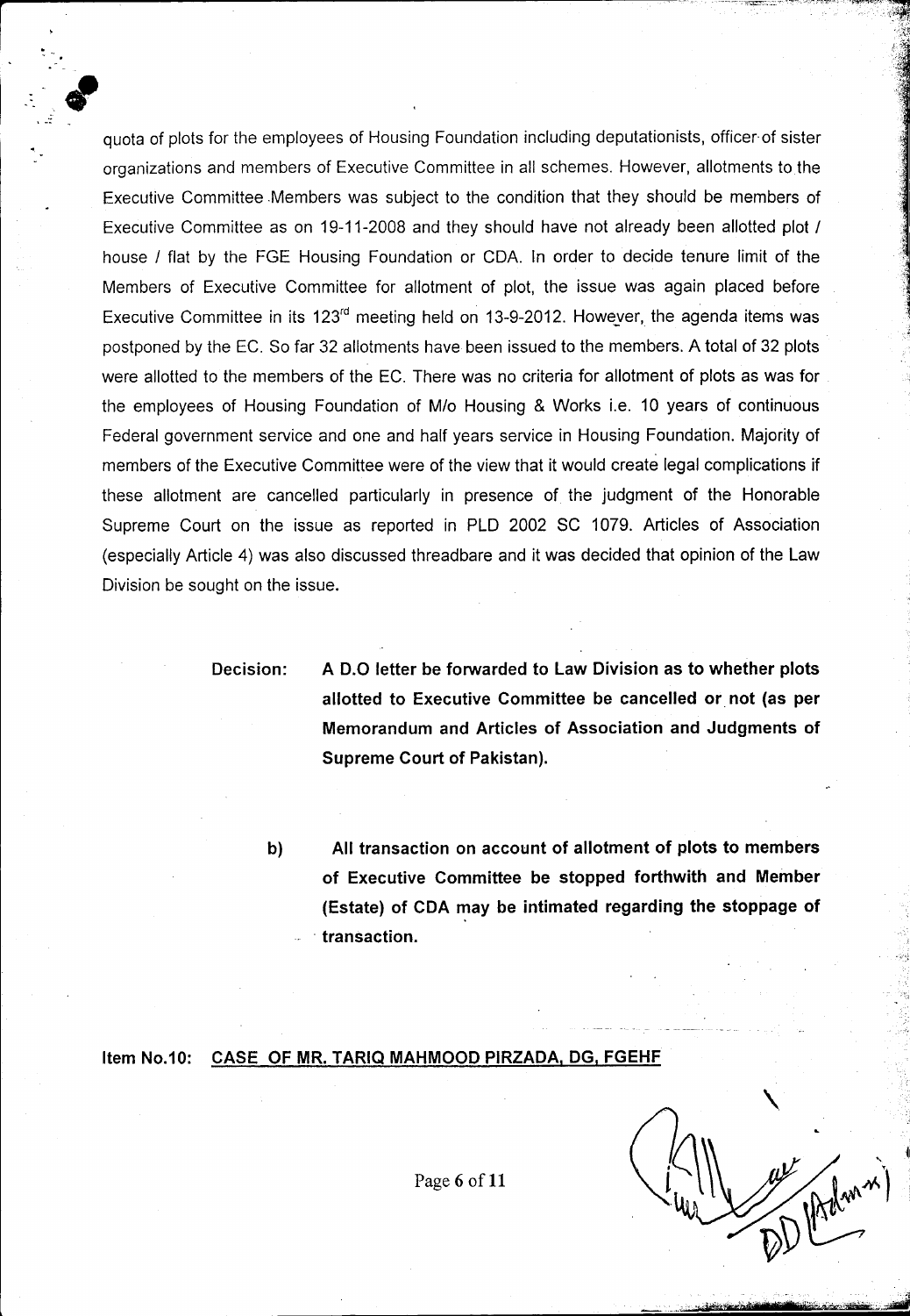quota of plots for the employees of Housing Foundation including deputationists, officer of sister organizations and members of Executive Committee in all schemes. However, allotments to the Executive Committee Members was subject to the condition that they should be members of Executive Committee as on 19-11-2008 and they should have not already been allotted plot / house / flat by the FGE Housing Foundation or CDA. In order to decide tenure limit of the Members of Executive Committee for allotment of plot, the issue was again placed before Executive Committee in its 123rd meeting held on 13-9-2012. However, the agenda items was postponed by the EC. So far 32 allotments have been issued to the members. A total of 32 plots were allotted to the members of the EC. There was no criteria for allotment of plots as was for the employees of Housing Foundation of M/o Housing & Works i.e. 10 years of continuous Federal government service and one and half years service in Housing Foundation. Majority of members of the Executive Committee were of the view that it would create legal complications if these allotment are cancelled particularly in presence of the judgment of the Honorable Supreme Court on the issue as reported in PLD 2002 SC 1079. Articles of Association (especially Article 4) was also discussed threadbare and it was decided that opinion of the Law Division be sought on the issue.

**Decision:** **A D.O letter be forwarded to Law Division as to whether plots allotted to Executive Committee be cancelled or not (as per Memorandum and Articles of Association and Judgments of Supreme Court of Pakistan).**

**b)** **All transaction on account of allotment of plots to members of Executive Committee be stopped forthwith and Member (Estate) of CDA may be intimated regarding the stoppage of transaction.**

**Item No.10:** **CASE OF MR. TARIQ MAHMOOD PIRZADA, DG, FGEHF**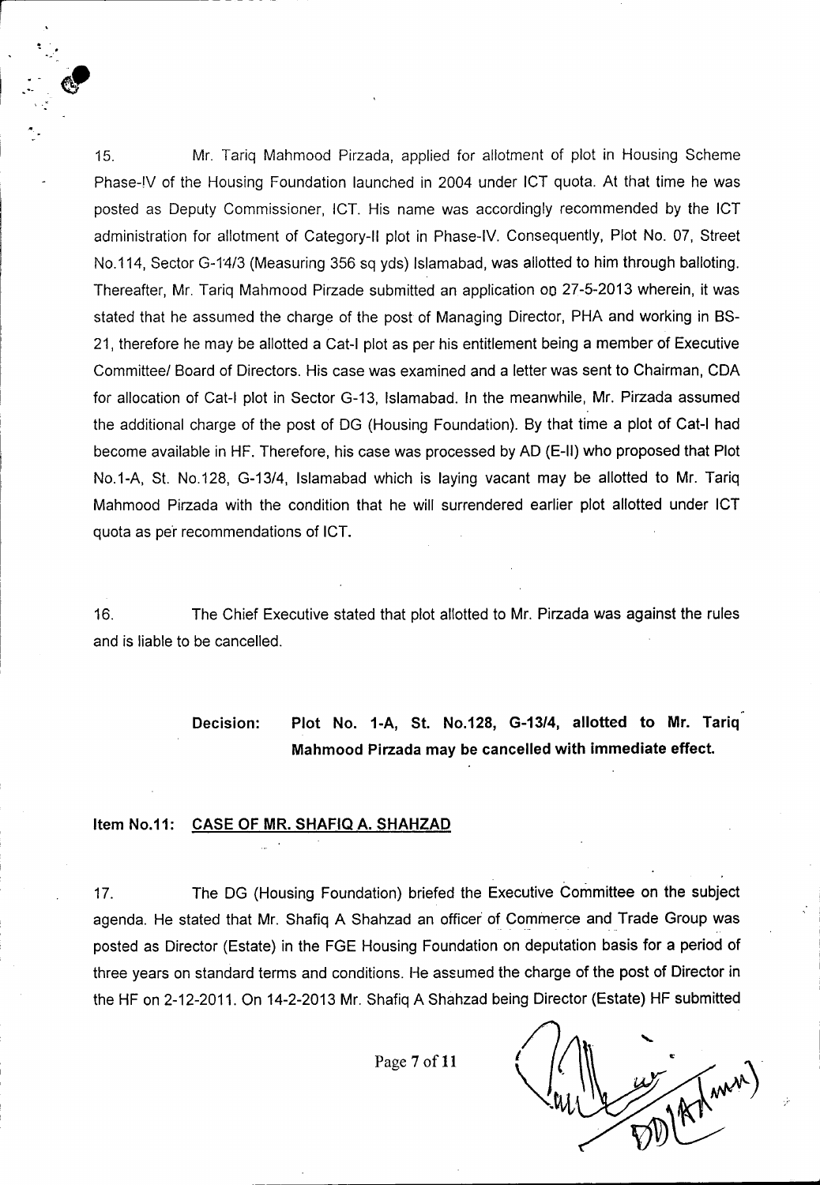15. Mr. Tariq Mahmood Pirzada, applied for allotment of plot in Housing Scheme Phase-IV of the Housing Foundation launched in 2004 under ICT quota. At that time he was posted as Deputy Commissioner, ICT. His name was accordingly recommended by the ICT administration for allotment of Category-II plot in Phase-IV. Consequently, Plot No. 07, Street No.114, Sector G-14/3 (Measuring 356 sq yds) Islamabad, was allotted to him through balloting. Thereafter, Mr. Tariq Mahmood Pirzade submitted an application on 27-5-2013 wherein, it was stated that he assumed the charge of the post of Managing Director, PHA and working in BS-21, therefore he may be allotted a Cat-I plot as per his entitlement being a member of Executive Committee/ Board of Directors. His case was examined and a letter was sent to Chairman, CDA for allocation of Cat-I plot in Sector G-13, Islamabad. In the meanwhile, Mr. Pirzada assumed the additional charge of the post of DG (Housing Foundation). By that time a plot of Cat-I had become available in HF. Therefore, his case was processed by AD (E-II) who proposed that Plot No.1-A, St. No.128, G-13/4, Islamabad which is laying vacant may be allotted to Mr. Tariq Mahmood Pirzada with the condition that he will surrendered earlier plot allotted under ICT quota as per recommendations of ICT.

16. The Chief Executive stated that plot allotted to Mr. Pirzada was against the rules and is liable to be cancelled.

**Decision: Plot No. 1-A, St. No.128, G-13/4, allotted to Mr. Tariq Mahmood Pirzada may be cancelled with immediate effect.**

**Item No.11: CASE OF MR. SHAFIQ A. SHAHZAD**

17. The DG (Housing Foundation) briefed the Executive Committee on the subject agenda. He stated that Mr. Shafiq A Shahzad an officer of Commerce and Trade Group was posted as Director (Estate) in the FGE Housing Foundation on deputation basis for a period of three years on standard terms and conditions. He assumed the charge of the post of Director in the HF on 2-12-2011. On 14-2-2013 Mr. Shafiq A Shahzad being Director (Estate) HF submitted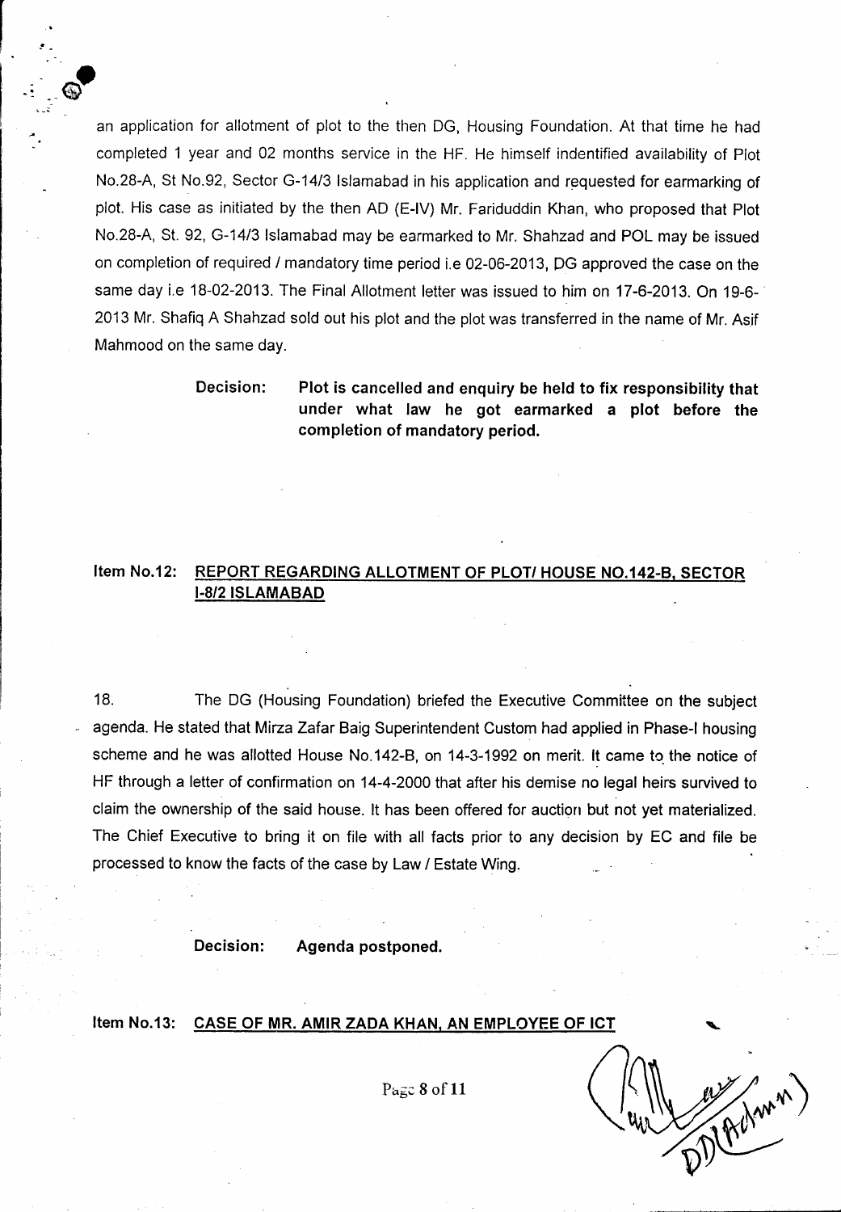an application for allotment of plot to the then DG, Housing Foundation. At that time he had completed 1 year and 02 months service in the HF. He himself indentified availability of Plot No.28-A, St No.92, Sector G-14/3 Islamabad in his application and requested for earmarking of plot. His case as initiated by the then AD (E-IV) Mr. Fariduddin Khan, who proposed that Plot No.28-A, St. 92, G-14/3 Islamabad may be earmarked to Mr. Shahzad and POL may be issued on completion of required / mandatory time period i.e 02-06-2013, DG approved the case on the same day i.e 18-02-2013. The Final Allotment letter was issued to him on 17-6-2013. On 19-6-2013 Mr. Shafiq A Shahzad sold out his plot and the plot was transferred in the name of Mr. Asif Mahmood on the same day.

> **Decision:** **Plot is cancelled and enquiry be held to fix responsibility that under what law he got earmarked a plot before the completion of mandatory period.**

**Item No.12: <u>REPORT REGARDING ALLOTMENT OF PLOT/ HOUSE NO.142-B, SECTOR I-8/2 ISLAMABAD</u>**

18. The DG (Housing Foundation) briefed the Executive Committee on the subject agenda. He stated that Mirza Zafar Baig Superintendent Custom had applied in Phase-I housing scheme and he was allotted House No.142-B, on 14-3-1992 on merit. It came to the notice of HF through a letter of confirmation on 14-4-2000 that after his demise no legal heirs survived to claim the ownership of the said house. It has been offered for auction but not yet materialized. The Chief Executive to bring it on file with all facts prior to any decision by EC and file be processed to know the facts of the case by Law / Estate Wing.

> **Decision:** **Agenda postponed.**

**Item No.13: <u>CASE OF MR. AMIR ZADA KHAN, AN EMPLOYEE OF ICT</u>**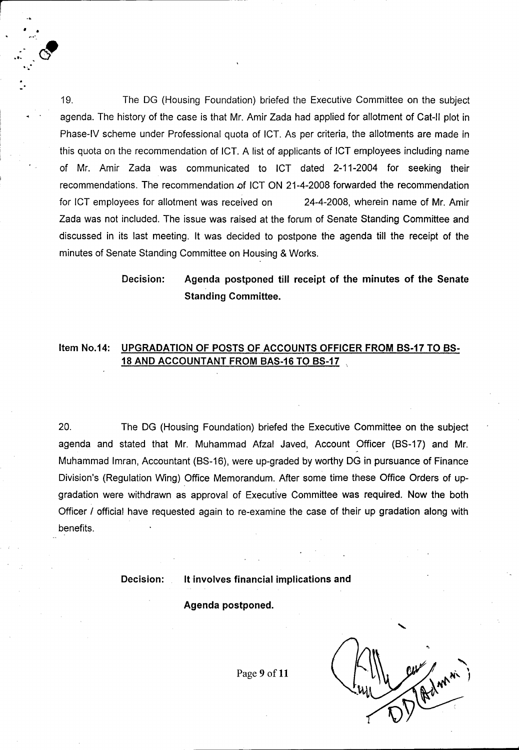19. The DG (Housing Foundation) briefed the Executive Committee on the subject agenda. The history of the case is that Mr. Amir Zada had applied for allotment of Cat-II plot in Phase-IV scheme under Professional quota of ICT. As per criteria, the allotments are made in this quota on the recommendation of ICT. A list of applicants of ICT employees including name of Mr. Amir Zada was communicated to ICT dated 2-11-2004 for seeking their recommendations. The recommendation of ICT ON 21-4-2008 forwarded the recommendation for ICT employees for allotment was received on 24-4-2008, wherein name of Mr. Amir Zada was not included. The issue was raised at the forum of Senate Standing Committee and discussed in its last meeting. It was decided to postpone the agenda till the receipt of the minutes of Senate Standing Committee on Housing & Works.

**Decision: Agenda postponed till receipt of the minutes of the Senate Standing Committee.**

**Item No.14: <u>UPGRADATION OF POSTS OF ACCOUNTS OFFICER FROM BS-17 TO BS-18 AND ACCOUNTANT FROM BAS-16 TO BS-17</u>**

20. The DG (Housing Foundation) briefed the Executive Committee on the subject agenda and stated that Mr. Muhammad Afzal Javed, Account Officer (BS-17) and Mr. Muhammad Imran, Accountant (BS-16), were up-graded by worthy DG in pursuance of Finance Division's (Regulation Wing) Office Memorandum. After some time these Office Orders of up-gradation were withdrawn as approval of Executive Committee was required. Now the both Officer / official have requested again to re-examine the case of their up gradation along with benefits.

**Decision: It involves financial implications and**

**Agenda postponed.**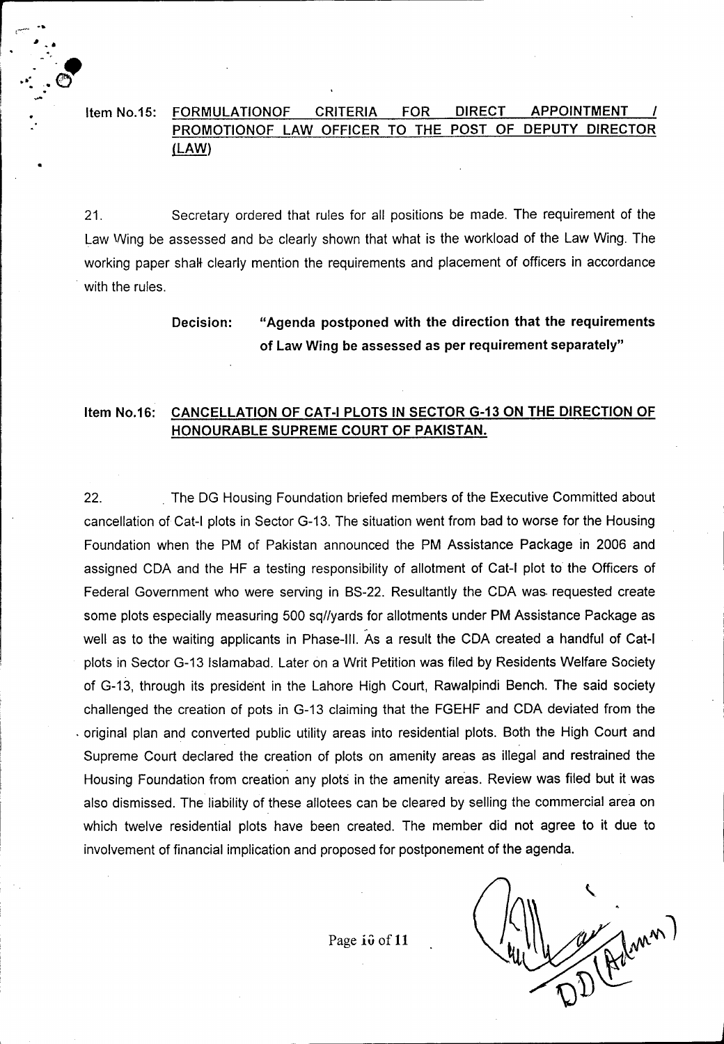**Item No.15: FORMULATIONOF CRITERIA FOR DIRECT APPOINTMENT / PROMOTIONOF LAW OFFICER TO THE POST OF DEPUTY DIRECTOR (LAW)**

21. Secretary ordered that rules for all positions be made. The requirement of the Law Wing be assessed and be clearly shown that what is the workload of the Law Wing. The working paper shall clearly mention the requirements and placement of officers in accordance with the rules.

> **Decision: "Agenda postponed with the direction that the requirements of Law Wing be assessed as per requirement separately"**

**Item No.16: CANCELLATION OF CAT-I PLOTS IN SECTOR G-13 ON THE DIRECTION OF HONOURABLE SUPREME COURT OF PAKISTAN.**

22. The DG Housing Foundation briefed members of the Executive Committed about cancellation of Cat-I plots in Sector G-13. The situation went from bad to worse for the Housing Foundation when the PM of Pakistan announced the PM Assistance Package in 2006 and assigned CDA and the HF a testing responsibility of allotment of Cat-I plot to the Officers of Federal Government who were serving in BS-22. Resultantly the CDA was requested create some plots especially measuring 500 sq//yards for allotments under PM Assistance Package as well as to the waiting applicants in Phase-III. As a result the CDA created a handful of Cat-I plots in Sector G-13 Islamabad. Later on a Writ Petition was filed by Residents Welfare Society of G-13, through its president in the Lahore High Court, Rawalpindi Bench. The said society challenged the creation of pots in G-13 claiming that the FGEHF and CDA deviated from the original plan and converted public utility areas into residential plots. Both the High Court and Supreme Court declared the creation of plots on amenity areas as illegal and restrained the Housing Foundation from creation any plots in the amenity areas. Review was filed but it was also dismissed. The liability of these allotees can be cleared by selling the commercial area on which twelve residential plots have been created. The member did not agree to it due to involvement of financial implication and proposed for postponement of the agenda.

DD (Admn)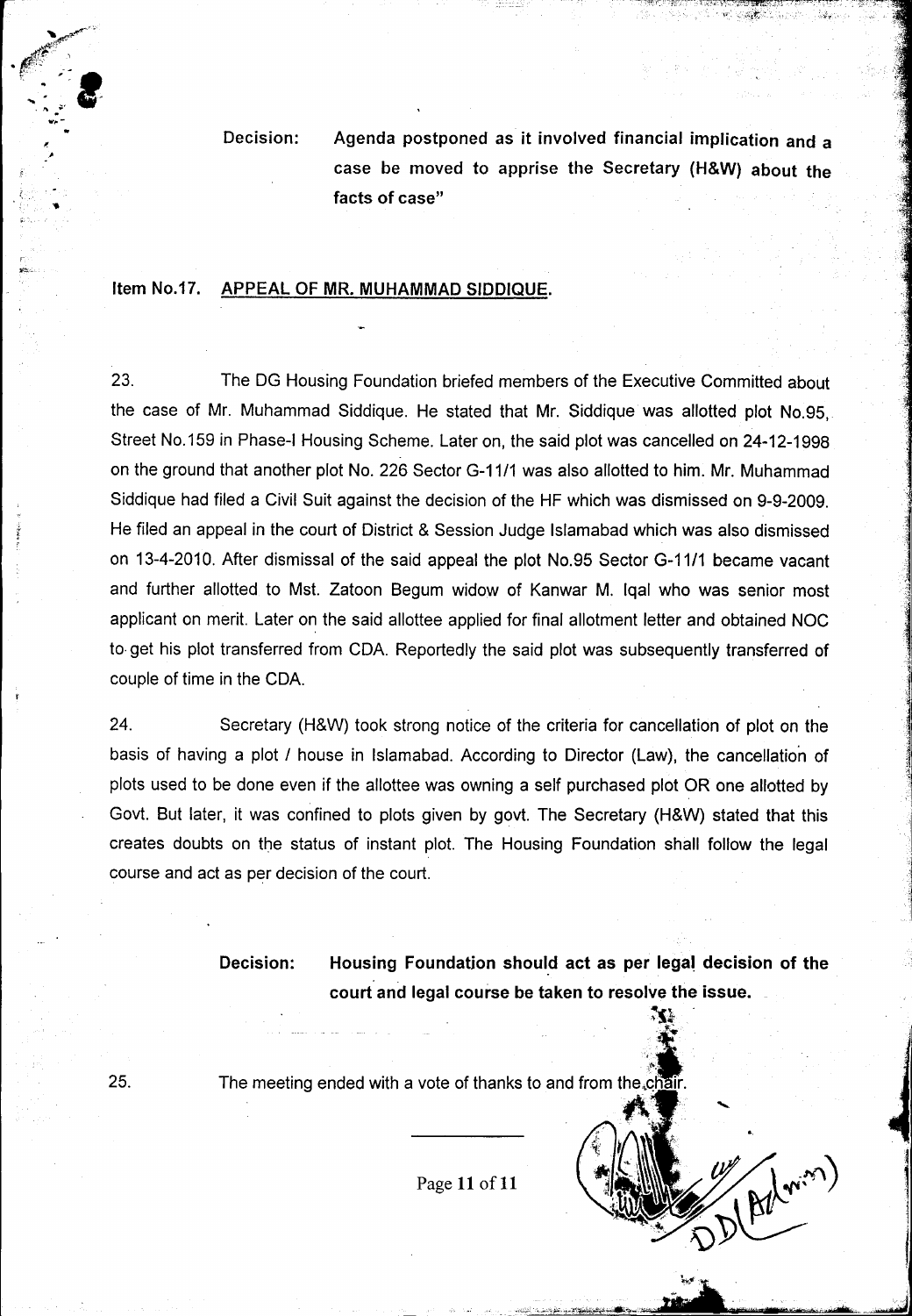**Decision:** Agenda postponed as it involved financial implication and a case be moved to apprise the Secretary (H&W) about the facts of case"

**Item No.17. APPEAL OF MR. MUHAMMAD SIDDIQUE.**

23. The DG Housing Foundation briefed members of the Executive Committed about the case of Mr. Muhammad Siddique. He stated that Mr. Siddique was allotted plot No.95, Street No.159 in Phase-I Housing Scheme. Later on, the said plot was cancelled on 24-12-1998 on the ground that another plot No. 226 Sector G-11/1 was also allotted to him. Mr. Muhammad Siddique had filed a Civil Suit against the decision of the HF which was dismissed on 9-9-2009. He filed an appeal in the court of District & Session Judge Islamabad which was also dismissed on 13-4-2010. After dismissal of the said appeal the plot No.95 Sector G-11/1 became vacant and further allotted to Mst. Zatoon Begum widow of Kanwar M. Iqal who was senior most applicant on merit. Later on the said allottee applied for final allotment letter and obtained NOC to get his plot transferred from CDA. Reportedly the said plot was subsequently transferred of couple of time in the CDA.

24. Secretary (H&W) took strong notice of the criteria for cancellation of plot on the basis of having a plot / house in Islamabad. According to Director (Law), the cancellation of plots used to be done even if the allottee was owning a self purchased plot OR one allotted by Govt. But later, it was confined to plots given by govt. The Secretary (H&W) stated that this creates doubts on the status of instant plot. The Housing Foundation shall follow the legal course and act as per decision of the court.

**Decision: Housing Foundation should act as per legal decision of the court and legal course be taken to resolve the issue.**

25. The meeting ended with a vote of thanks to and from the chair.

DD (Admn)